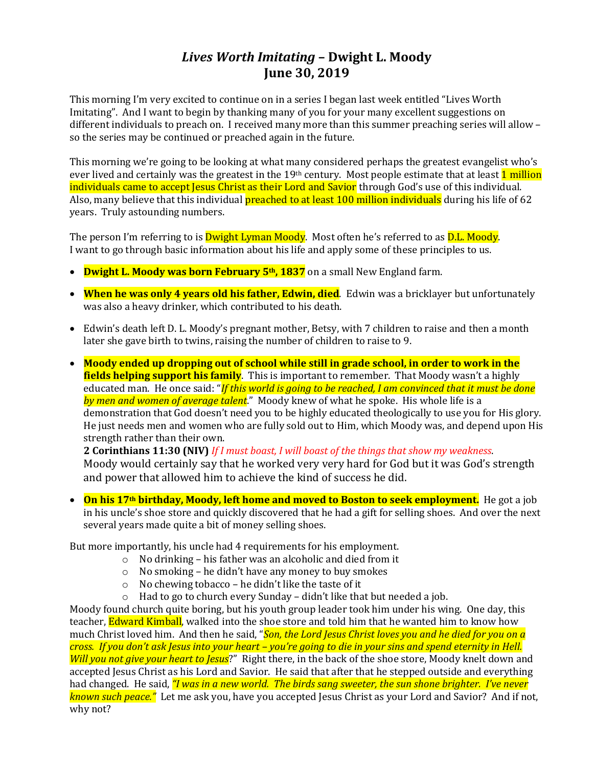# *Lives Worth Imitating* – Dwight L. Moody
# June 30, 2019

This morning I'm very excited to continue on in a series I began last week entitled "Lives Worth Imitating". And I want to begin by thanking many of you for your many excellent suggestions on different individuals to preach on. I received many more than this summer preaching series will allow – so the series may be continued or preached again in the future.

This morning we're going to be looking at what many considered perhaps the greatest evangelist who's ever lived and certainly was the greatest in the 19th century. Most people estimate that at least 1 million individuals came to accept Jesus Christ as their Lord and Savior through God's use of this individual. Also, many believe that this individual preached to at least 100 million individuals during his life of 62 years. Truly astounding numbers.

The person I'm referring to is Dwight Lyman Moody. Most often he's referred to as D.L. Moody. I want to go through basic information about his life and apply some of these principles to us.

- **Dwight L. Moody was born February 5th, 1837** on a small New England farm.
- **When he was only 4 years old his father, Edwin, died**. Edwin was a bricklayer but unfortunately was also a heavy drinker, which contributed to his death.
- Edwin's death left D. L. Moody's pregnant mother, Betsy, with 7 children to raise and then a month later she gave birth to twins, raising the number of children to raise to 9.
- **Moody ended up dropping out of school while still in grade school, in order to work in the fields helping support his family**. This is important to remember. That Moody wasn't a highly educated man. He once said: "*If this world is going to be reached, I am convinced that it must be done by men and women of average talent*." Moody knew of what he spoke. His whole life is a demonstration that God doesn't need you to be highly educated theologically to use you for His glory. He just needs men and women who are fully sold out to Him, which Moody was, and depend upon His strength rather than their own.
  **2 Corinthians 11:30 (NIV)** *If I must boast, I will boast of the things that show my weakness.*
  Moody would certainly say that he worked very very hard for God but it was God's strength and power that allowed him to achieve the kind of success he did.
- **On his 17th birthday, Moody, left home and moved to Boston to seek employment.** He got a job in his uncle's shoe store and quickly discovered that he had a gift for selling shoes. And over the next several years made quite a bit of money selling shoes.

But more importantly, his uncle had 4 requirements for his employment.

- No drinking – his father was an alcoholic and died from it
- No smoking – he didn't have any money to buy smokes
- No chewing tobacco – he didn't like the taste of it
- Had to go to church every Sunday – didn't like that but needed a job.

Moody found church quite boring, but his youth group leader took him under his wing. One day, this teacher, Edward Kimball, walked into the shoe store and told him that he wanted him to know how much Christ loved him. And then he said, "*Son, the Lord Jesus Christ loves you and he died for you on a cross. If you don't ask Jesus into your heart – you're going to die in your sins and spend eternity in Hell. Will you not give your heart to Jesus*?" Right there, in the back of the shoe store, Moody knelt down and accepted Jesus Christ as his Lord and Savior. He said that after that he stepped outside and everything had changed. He said, *"I was in a new world. The birds sang sweeter, the sun shone brighter. I've never known such peace."* Let me ask you, have you accepted Jesus Christ as your Lord and Savior? And if not, why not?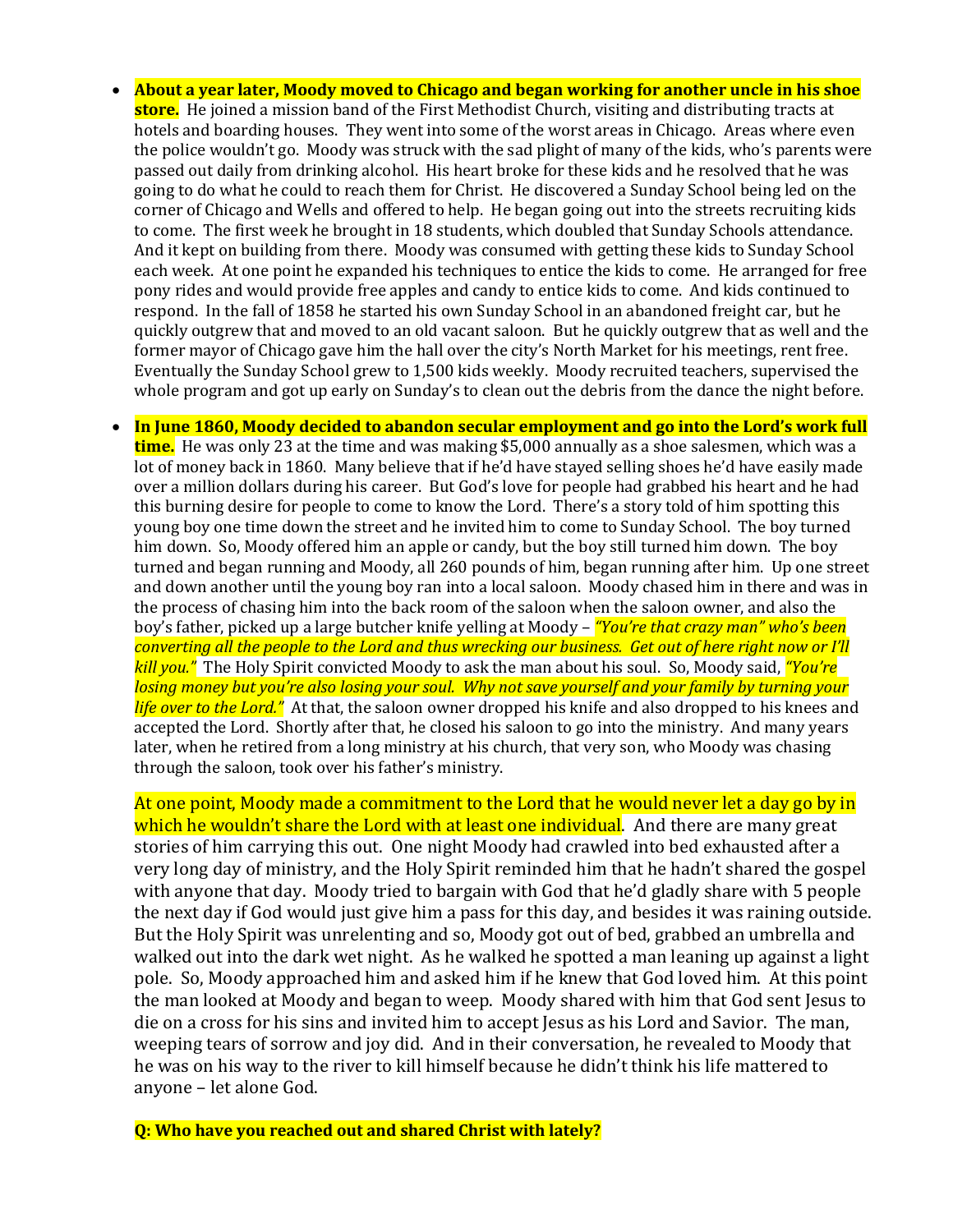- **About a year later, Moody moved to Chicago and began working for another uncle in his shoe store.** He joined a mission band of the First Methodist Church, visiting and distributing tracts at hotels and boarding houses. They went into some of the worst areas in Chicago. Areas where even the police wouldn't go. Moody was struck with the sad plight of many of the kids, who's parents were passed out daily from drinking alcohol. His heart broke for these kids and he resolved that he was going to do what he could to reach them for Christ. He discovered a Sunday School being led on the corner of Chicago and Wells and offered to help. He began going out into the streets recruiting kids to come. The first week he brought in 18 students, which doubled that Sunday Schools attendance. And it kept on building from there. Moody was consumed with getting these kids to Sunday School each week. At one point he expanded his techniques to entice the kids to come. He arranged for free pony rides and would provide free apples and candy to entice kids to come. And kids continued to respond. In the fall of 1858 he started his own Sunday School in an abandoned freight car, but he quickly outgrew that and moved to an old vacant saloon. But he quickly outgrew that as well and the former mayor of Chicago gave him the hall over the city's North Market for his meetings, rent free. Eventually the Sunday School grew to 1,500 kids weekly. Moody recruited teachers, supervised the whole program and got up early on Sunday's to clean out the debris from the dance the night before.

- **In June 1860, Moody decided to abandon secular employment and go into the Lord's work full time.** He was only 23 at the time and was making $5,000 annually as a shoe salesmen, which was a lot of money back in 1860. Many believe that if he'd have stayed selling shoes he'd have easily made over a million dollars during his career. But God's love for people had grabbed his heart and he had this burning desire for people to come to know the Lord. There's a story told of him spotting this young boy one time down the street and he invited him to come to Sunday School. The boy turned him down. So, Moody offered him an apple or candy, but the boy still turned him down. The boy turned and began running and Moody, all 260 pounds of him, began running after him. Up one street and down another until the young boy ran into a local saloon. Moody chased him in there and was in the process of chasing him into the back room of the saloon when the saloon owner, and also the boy's father, picked up a large butcher knife yelling at Moody – *"You're that crazy man" who's been converting all the people to the Lord and thus wrecking our business. Get out of here right now or I'll kill you."* The Holy Spirit convicted Moody to ask the man about his soul. So, Moody said, *"You're losing money but you're also losing your soul. Why not save yourself and your family by turning your life over to the Lord."* At that, the saloon owner dropped his knife and also dropped to his knees and accepted the Lord. Shortly after that, he closed his saloon to go into the ministry. And many years later, when he retired from a long ministry at his church, that very son, who Moody was chasing through the saloon, took over his father's ministry.

  At one point, Moody made a commitment to the Lord that he would never let a day go by in which he wouldn't share the Lord with at least one individual. And there are many great stories of him carrying this out. One night Moody had crawled into bed exhausted after a very long day of ministry, and the Holy Spirit reminded him that he hadn't shared the gospel with anyone that day. Moody tried to bargain with God that he'd gladly share with 5 people the next day if God would just give him a pass for this day, and besides it was raining outside. But the Holy Spirit was unrelenting and so, Moody got out of bed, grabbed an umbrella and walked out into the dark wet night. As he walked he spotted a man leaning up against a light pole. So, Moody approached him and asked him if he knew that God loved him. At this point the man looked at Moody and began to weep. Moody shared with him that God sent Jesus to die on a cross for his sins and invited him to accept Jesus as his Lord and Savior. The man, weeping tears of sorrow and joy did. And in their conversation, he revealed to Moody that he was on his way to the river to kill himself because he didn't think his life mattered to anyone – let alone God.

  **Q: Who have you reached out and shared Christ with lately?**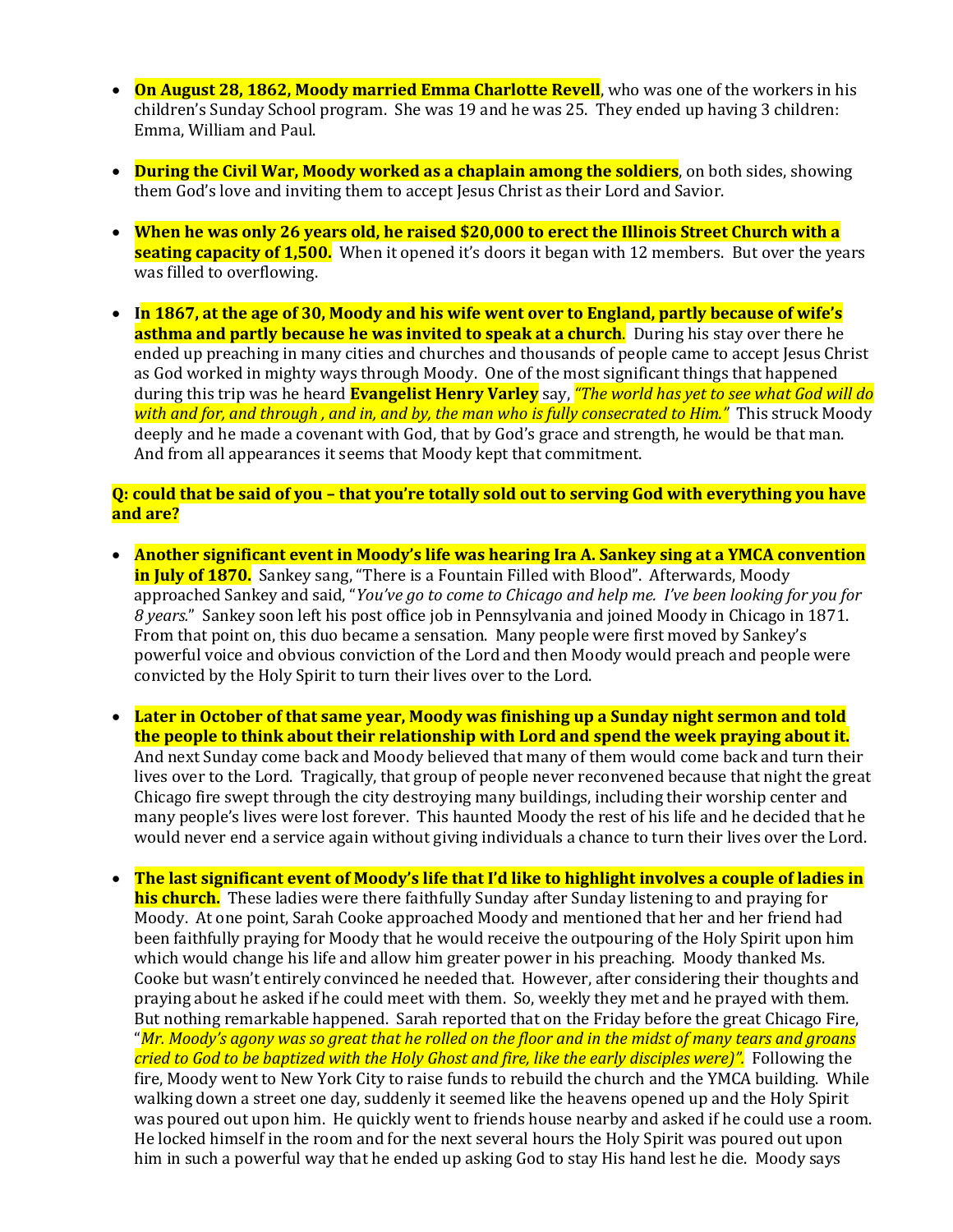- **On August 28, 1862, Moody married Emma Charlotte Revell**, who was one of the workers in his children's Sunday School program. She was 19 and he was 25. They ended up having 3 children: Emma, William and Paul.

- **During the Civil War, Moody worked as a chaplain among the soldiers**, on both sides, showing them God's love and inviting them to accept Jesus Christ as their Lord and Savior.

- **When he was only 26 years old, he raised $20,000 to erect the Illinois Street Church with a seating capacity of 1,500.** When it opened it's doors it began with 12 members. But over the years was filled to overflowing.

- **In 1867, at the age of 30, Moody and his wife went over to England, partly because of wife's asthma and partly because he was invited to speak at a church**. During his stay over there he ended up preaching in many cities and churches and thousands of people came to accept Jesus Christ as God worked in mighty ways through Moody. One of the most significant things that happened during this trip was he heard **Evangelist Henry Varley** say, *"The world has yet to see what God will do with and for, and through , and in, and by, the man who is fully consecrated to Him."* This struck Moody deeply and he made a covenant with God, that by God's grace and strength, he would be that man. And from all appearances it seems that Moody kept that commitment.

**Q: could that be said of you – that you're totally sold out to serving God with everything you have and are?**

- **Another significant event in Moody's life was hearing Ira A. Sankey sing at a YMCA convention in July of 1870.** Sankey sang, "There is a Fountain Filled with Blood". Afterwards, Moody approached Sankey and said, "*You've go to come to Chicago and help me. I've been looking for you for 8 years.*" Sankey soon left his post office job in Pennsylvania and joined Moody in Chicago in 1871. From that point on, this duo became a sensation. Many people were first moved by Sankey's powerful voice and obvious conviction of the Lord and then Moody would preach and people were convicted by the Holy Spirit to turn their lives over to the Lord.

- **Later in October of that same year, Moody was finishing up a Sunday night sermon and told the people to think about their relationship with Lord and spend the week praying about it.** And next Sunday come back and Moody believed that many of them would come back and turn their lives over to the Lord. Tragically, that group of people never reconvened because that night the great Chicago fire swept through the city destroying many buildings, including their worship center and many people's lives were lost forever. This haunted Moody the rest of his life and he decided that he would never end a service again without giving individuals a chance to turn their lives over the Lord.

- **The last significant event of Moody's life that I'd like to highlight involves a couple of ladies in his church.** These ladies were there faithfully Sunday after Sunday listening to and praying for Moody. At one point, Sarah Cooke approached Moody and mentioned that her and her friend had been faithfully praying for Moody that he would receive the outpouring of the Holy Spirit upon him which would change his life and allow him greater power in his preaching. Moody thanked Ms. Cooke but wasn't entirely convinced he needed that. However, after considering their thoughts and praying about he asked if he could meet with them. So, weekly they met and he prayed with them. But nothing remarkable happened. Sarah reported that on the Friday before the great Chicago Fire, "*Mr. Moody's agony was so great that he rolled on the floor and in the midst of many tears and groans cried to God to be baptized with the Holy Ghost and fire, like the early disciples were)".* Following the fire, Moody went to New York City to raise funds to rebuild the church and the YMCA building. While walking down a street one day, suddenly it seemed like the heavens opened up and the Holy Spirit was poured out upon him. He quickly went to friends house nearby and asked if he could use a room. He locked himself in the room and for the next several hours the Holy Spirit was poured out upon him in such a powerful way that he ended up asking God to stay His hand lest he die. Moody says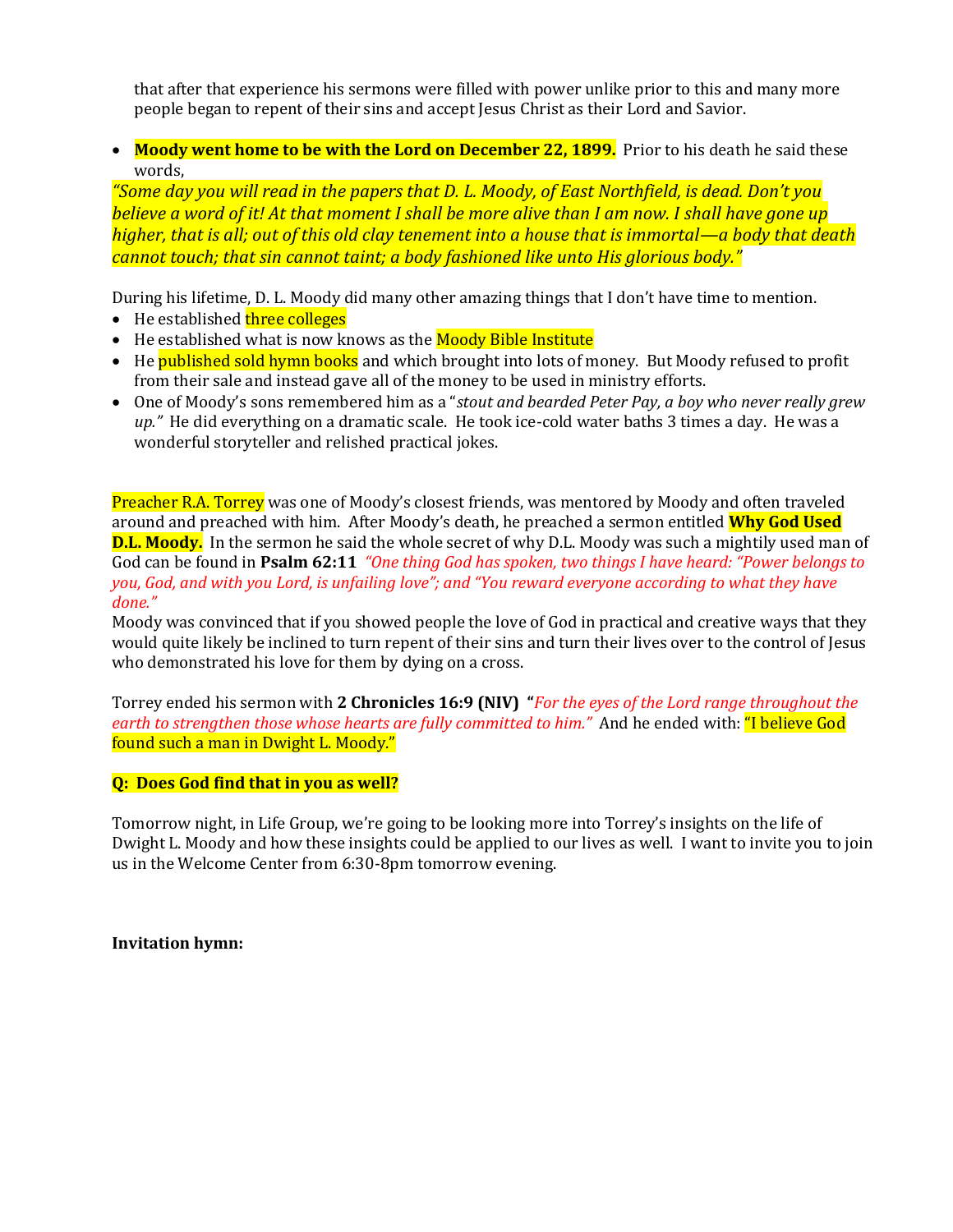that after that experience his sermons were filled with power unlike prior to this and many more people began to repent of their sins and accept Jesus Christ as their Lord and Savior.

- **Moody went home to be with the Lord on December 22, 1899.** Prior to his death he said these words,

*"Some day you will read in the papers that D. L. Moody, of East Northfield, is dead. Don't you believe a word of it! At that moment I shall be more alive than I am now. I shall have gone up higher, that is all; out of this old clay tenement into a house that is immortal—a body that death cannot touch; that sin cannot taint; a body fashioned like unto His glorious body."*

During his lifetime, D. L. Moody did many other amazing things that I don't have time to mention.

- He established three colleges
- He established what is now knows as the Moody Bible Institute
- He published sold hymn books and which brought into lots of money. But Moody refused to profit from their sale and instead gave all of the money to be used in ministry efforts.
- One of Moody's sons remembered him as a "*stout and bearded Peter Pay, a boy who never really grew up."* He did everything on a dramatic scale. He took ice-cold water baths 3 times a day. He was a wonderful storyteller and relished practical jokes.

Preacher R.A. Torrey was one of Moody's closest friends, was mentored by Moody and often traveled around and preached with him. After Moody's death, he preached a sermon entitled **Why God Used D.L. Moody.** In the sermon he said the whole secret of why D.L. Moody was such a mightily used man of God can be found in **Psalm 62:11** *"One thing God has spoken, two things I have heard: "Power belongs to you, God, and with you Lord, is unfailing love"; and "You reward everyone according to what they have done."*

Moody was convinced that if you showed people the love of God in practical and creative ways that they would quite likely be inclined to turn repent of their sins and turn their lives over to the control of Jesus who demonstrated his love for them by dying on a cross.

Torrey ended his sermon with **2 Chronicles 16:9 (NIV)** **"***For the eyes of the Lord range throughout the earth to strengthen those whose hearts are fully committed to him."* And he ended with: "I believe God found such a man in Dwight L. Moody."

**Q: Does God find that in you as well?**

Tomorrow night, in Life Group, we're going to be looking more into Torrey's insights on the life of Dwight L. Moody and how these insights could be applied to our lives as well. I want to invite you to join us in the Welcome Center from 6:30-8pm tomorrow evening.

**Invitation hymn:**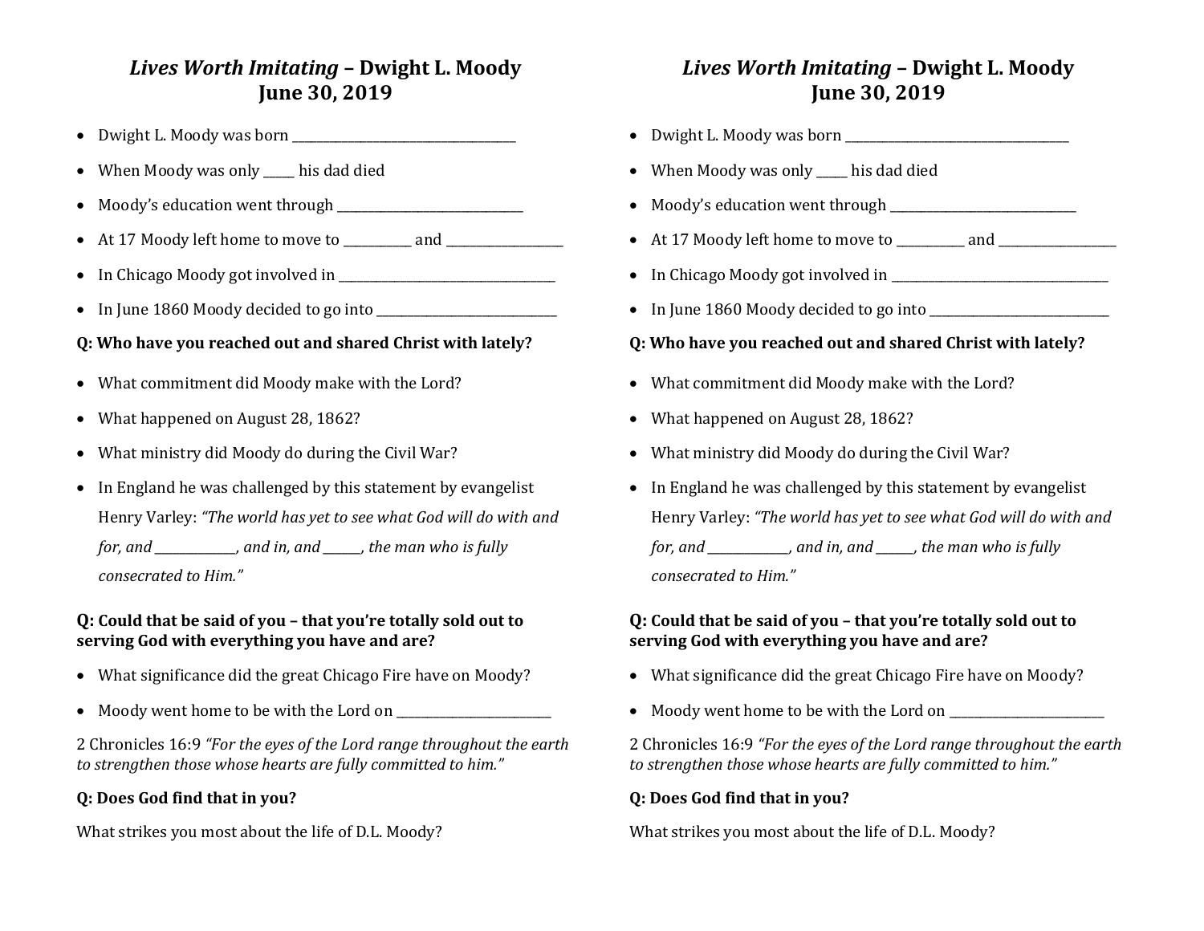# *Lives Worth Imitating* – Dwight L. Moody
## June 30, 2019

- Dwight L. Moody was born ___________________________________
- When Moody was only _____ his dad died
- Moody's education went through ______________________________
- At 17 Moody left home to move to ___________ and __________________
- In Chicago Moody got involved in __________________________________
- In June 1860 Moody decided to go into ____________________________

**Q: Who have you reached out and shared Christ with lately?**

- What commitment did Moody make with the Lord?
- What happened on August 28, 1862?
- What ministry did Moody do during the Civil War?
- In England he was challenged by this statement by evangelist Henry Varley: *"The world has yet to see what God will do with and for, and _____________, and in, and ______, the man who is fully consecrated to Him."*

**Q: Could that be said of you – that you're totally sold out to serving God with everything you have and are?**

- What significance did the great Chicago Fire have on Moody?
- Moody went home to be with the Lord on _________________________

2 Chronicles 16:9 *"For the eyes of the Lord range throughout the earth to strengthen those whose hearts are fully committed to him."*

**Q: Does God find that in you?**

What strikes you most about the life of D.L. Moody?

# *Lives Worth Imitating* – Dwight L. Moody
## June 30, 2019

- Dwight L. Moody was born ___________________________________
- When Moody was only _____ his dad died
- Moody's education went through ______________________________
- At 17 Moody left home to move to ___________ and __________________
- In Chicago Moody got involved in __________________________________
- In June 1860 Moody decided to go into ____________________________

**Q: Who have you reached out and shared Christ with lately?**

- What commitment did Moody make with the Lord?
- What happened on August 28, 1862?
- What ministry did Moody do during the Civil War?
- In England he was challenged by this statement by evangelist Henry Varley: *"The world has yet to see what God will do with and for, and _____________, and in, and ______, the man who is fully consecrated to Him."*

**Q: Could that be said of you – that you're totally sold out to serving God with everything you have and are?**

- What significance did the great Chicago Fire have on Moody?
- Moody went home to be with the Lord on _________________________

2 Chronicles 16:9 *"For the eyes of the Lord range throughout the earth to strengthen those whose hearts are fully committed to him."*

**Q: Does God find that in you?**

What strikes you most about the life of D.L. Moody?